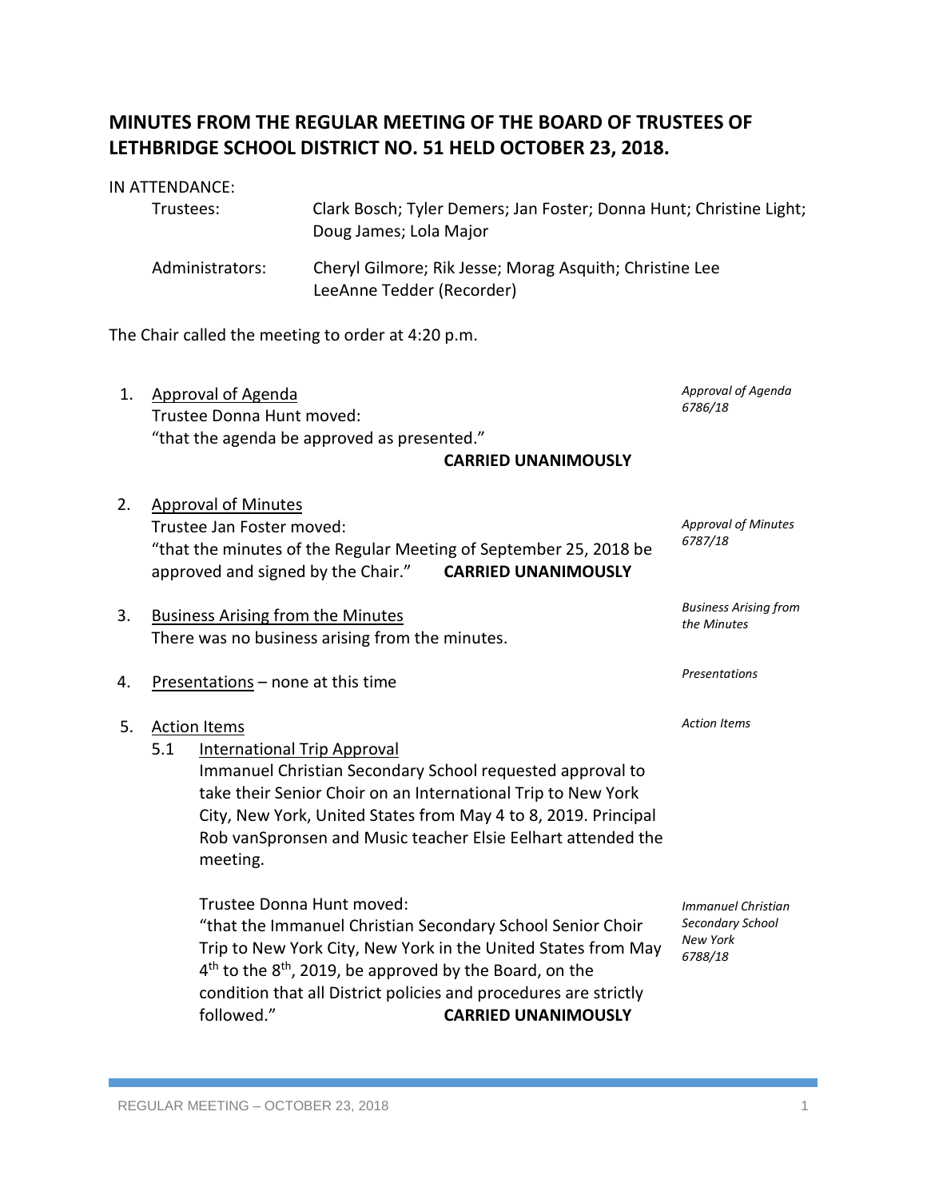# MINUTES FROM THE REGULAR MEETING OF THE BOARD OF TRUSTEES OF LETHBRIDGE SCHOOL DISTRICT NO. 51 HELD OCTOBER 23, 2018.

IN ATTENDANCE:

Trustees: Clark Bosch; Tyler Demers; Jan Foster; Donna Hunt; Christine Light; Doug James; Lola Major

Administrators: Cheryl Gilmore; Rik Jesse; Morag Asquith; Christine Lee LeeAnne Tedder (Recorder)

The Chair called the meeting to order at 4:20 p.m.

1. Approval of Agenda
   Trustee Donna Hunt moved:
   "that the agenda be approved as presented."
   **CARRIED UNANIMOUSLY**

   *Approval of Agenda 6786/18*

2. Approval of Minutes
   Trustee Jan Foster moved:
   "that the minutes of the Regular Meeting of September 25, 2018 be approved and signed by the Chair." **CARRIED UNANIMOUSLY**

   *Approval of Minutes 6787/18*

3. Business Arising from the Minutes
   There was no business arising from the minutes.

   *Business Arising from the Minutes*

4. Presentations – none at this time

   *Presentations*

5. Action Items

   *Action Items*

   5.1 International Trip Approval
   Immanuel Christian Secondary School requested approval to take their Senior Choir on an International Trip to New York City, New York, United States from May 4 to 8, 2019. Principal Rob vanSpronsen and Music teacher Elsie Eelhart attended the meeting.

   Trustee Donna Hunt moved:
   "that the Immanuel Christian Secondary School Senior Choir Trip to New York City, New York in the United States from May 4th to the 8th, 2019, be approved by the Board, on the condition that all District policies and procedures are strictly followed." **CARRIED UNANIMOUSLY**

   *Immanuel Christian Secondary School New York 6788/18*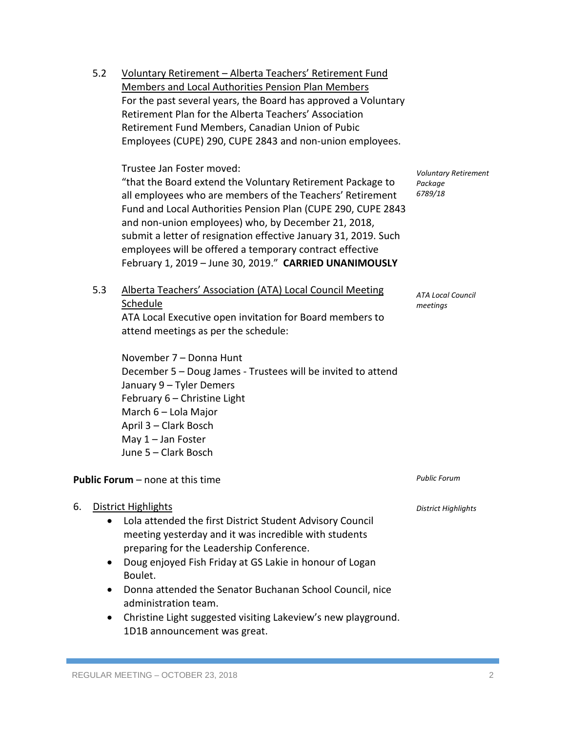5.2 <u>Voluntary Retirement – Alberta Teachers' Retirement Fund Members and Local Authorities Pension Plan Members</u>

For the past several years, the Board has approved a Voluntary Retirement Plan for the Alberta Teachers' Association Retirement Fund Members, Canadian Union of Pubic Employees (CUPE) 290, CUPE 2843 and non-union employees.

*Voluntary Retirement Package 6789/18*

Trustee Jan Foster moved:
"that the Board extend the Voluntary Retirement Package to all employees who are members of the Teachers' Retirement Fund and Local Authorities Pension Plan (CUPE 290, CUPE 2843 and non-union employees) who, by December 21, 2018, submit a letter of resignation effective January 31, 2019. Such employees will be offered a temporary contract effective February 1, 2019 – June 30, 2019." **CARRIED UNANIMOUSLY**

5.3 <u>Alberta Teachers' Association (ATA) Local Council Meeting Schedule</u>

*ATA Local Council meetings*

ATA Local Executive open invitation for Board members to attend meetings as per the schedule:

November 7 – Donna Hunt
December 5 – Doug James - Trustees will be invited to attend
January 9 – Tyler Demers
February 6 – Christine Light
March 6 – Lola Major
April 3 – Clark Bosch
May 1 – Jan Foster
June 5 – Clark Bosch

*Public Forum*

**Public Forum** – none at this time

*District Highlights*

6. <u>District Highlights</u>
   - Lola attended the first District Student Advisory Council meeting yesterday and it was incredible with students preparing for the Leadership Conference.
   - Doug enjoyed Fish Friday at GS Lakie in honour of Logan Boulet.
   - Donna attended the Senator Buchanan School Council, nice administration team.
   - Christine Light suggested visiting Lakeview's new playground. 1D1B announcement was great.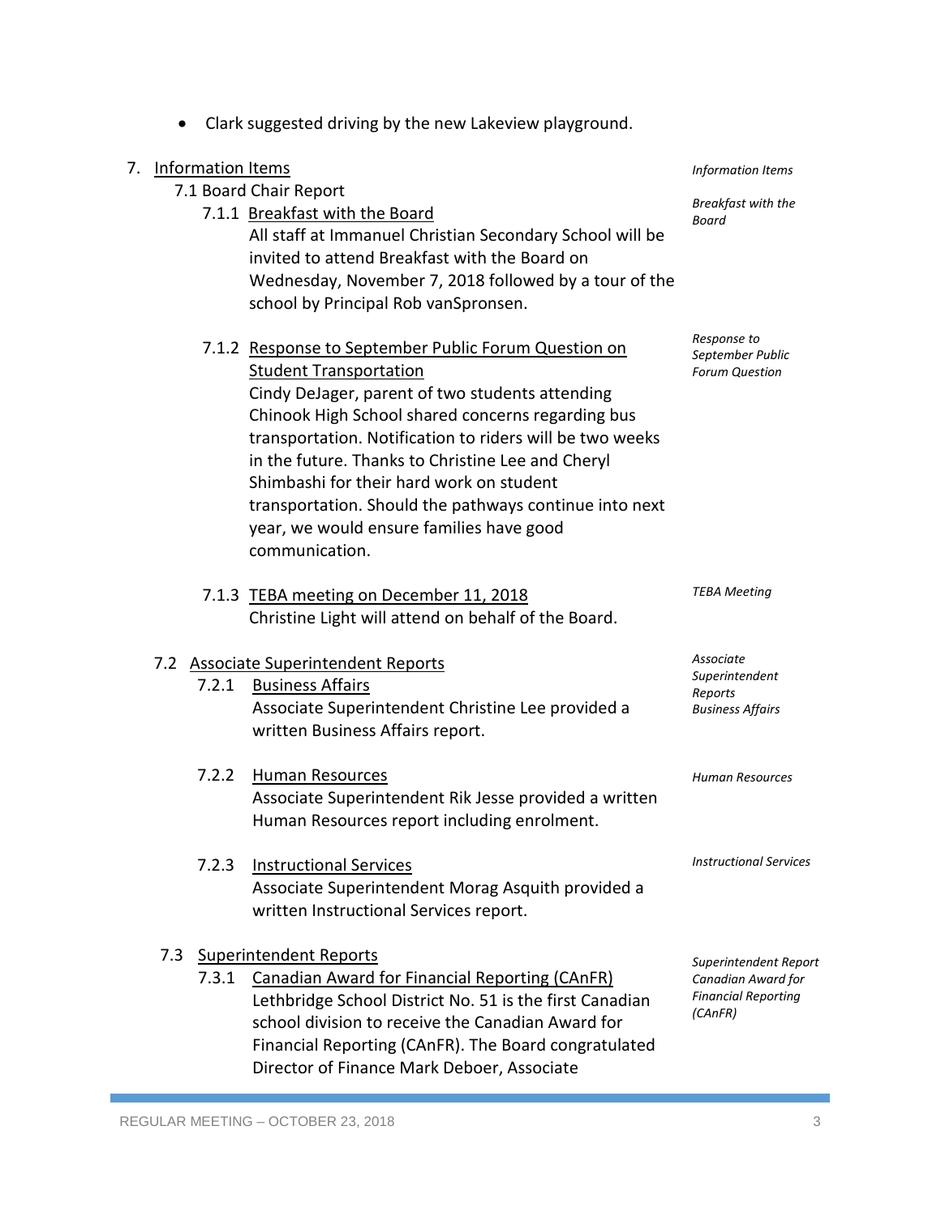- Clark suggested driving by the new Lakeview playground.

7. Information Items

*Information Items*

7.1 Board Chair Report

7.1.1 Breakfast with the Board

*Breakfast with the Board*

All staff at Immanuel Christian Secondary School will be invited to attend Breakfast with the Board on Wednesday, November 7, 2018 followed by a tour of the school by Principal Rob vanSpronsen.

7.1.2 Response to September Public Forum Question on Student Transportation

*Response to September Public Forum Question*

Cindy DeJager, parent of two students attending Chinook High School shared concerns regarding bus transportation. Notification to riders will be two weeks in the future. Thanks to Christine Lee and Cheryl Shimbashi for their hard work on student transportation. Should the pathways continue into next year, we would ensure families have good communication.

7.1.3 TEBA meeting on December 11, 2018

*TEBA Meeting*

Christine Light will attend on behalf of the Board.

7.2 Associate Superintendent Reports

7.2.1 Business Affairs

*Associate Superintendent Reports Business Affairs*

Associate Superintendent Christine Lee provided a written Business Affairs report.

7.2.2 Human Resources

*Human Resources*

Associate Superintendent Rik Jesse provided a written Human Resources report including enrolment.

7.2.3 Instructional Services

*Instructional Services*

Associate Superintendent Morag Asquith provided a written Instructional Services report.

7.3 Superintendent Reports

7.3.1 Canadian Award for Financial Reporting (CAnFR)

*Superintendent Report Canadian Award for Financial Reporting (CAnFR)*

Lethbridge School District No. 51 is the first Canadian school division to receive the Canadian Award for Financial Reporting (CAnFR). The Board congratulated Director of Finance Mark Deboer, Associate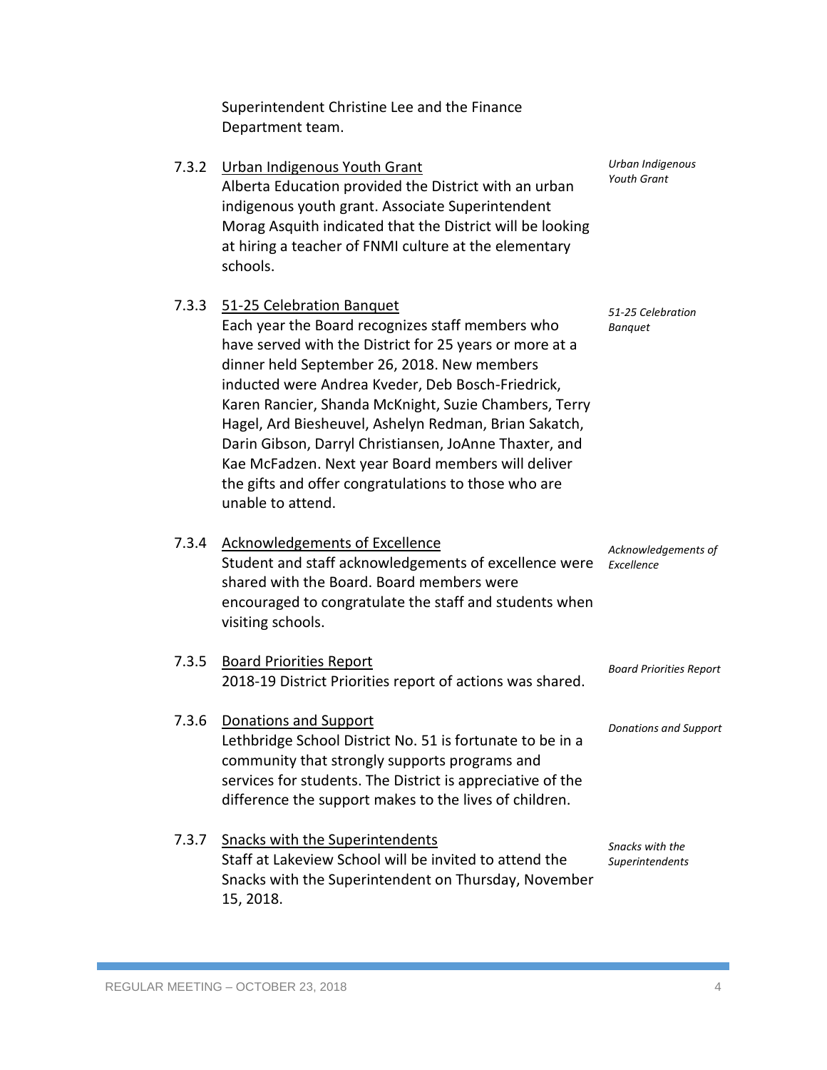Superintendent Christine Lee and the Finance Department team.

7.3.2 Urban Indigenous Youth Grant

*Urban Indigenous Youth Grant*

Alberta Education provided the District with an urban indigenous youth grant. Associate Superintendent Morag Asquith indicated that the District will be looking at hiring a teacher of FNMI culture at the elementary schools.

7.3.3 51-25 Celebration Banquet

*51-25 Celebration Banquet*

Each year the Board recognizes staff members who have served with the District for 25 years or more at a dinner held September 26, 2018. New members inducted were Andrea Kveder, Deb Bosch-Friedrick, Karen Rancier, Shanda McKnight, Suzie Chambers, Terry Hagel, Ard Biesheuvel, Ashelyn Redman, Brian Sakatch, Darin Gibson, Darryl Christiansen, JoAnne Thaxter, and Kae McFadzen. Next year Board members will deliver the gifts and offer congratulations to those who are unable to attend.

7.3.4 Acknowledgements of Excellence

*Acknowledgements of Excellence*

Student and staff acknowledgements of excellence were shared with the Board. Board members were encouraged to congratulate the staff and students when visiting schools.

7.3.5 Board Priorities Report

*Board Priorities Report*

2018-19 District Priorities report of actions was shared.

7.3.6 Donations and Support

*Donations and Support*

Lethbridge School District No. 51 is fortunate to be in a community that strongly supports programs and services for students. The District is appreciative of the difference the support makes to the lives of children.

7.3.7 Snacks with the Superintendents

*Snacks with the Superintendents*

Staff at Lakeview School will be invited to attend the Snacks with the Superintendent on Thursday, November 15, 2018.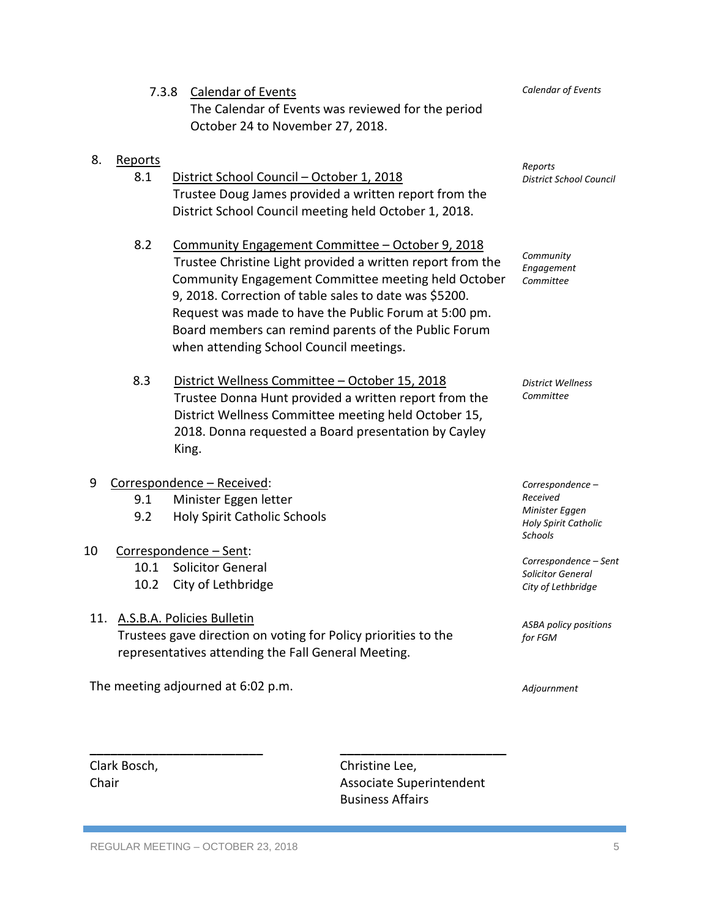7.3.8 Calendar of Events
The Calendar of Events was reviewed for the period October 24 to November 27, 2018.

*Calendar of Events*

8. Reports

*Reports*

8.1 District School Council – October 1, 2018
Trustee Doug James provided a written report from the District School Council meeting held October 1, 2018.

*District School Council*

8.2 Community Engagement Committee – October 9, 2018
Trustee Christine Light provided a written report from the Community Engagement Committee meeting held October 9, 2018. Correction of table sales to date was $5200. Request was made to have the Public Forum at 5:00 pm. Board members can remind parents of the Public Forum when attending School Council meetings.

*Community Engagement Committee*

8.3 District Wellness Committee – October 15, 2018
Trustee Donna Hunt provided a written report from the District Wellness Committee meeting held October 15, 2018. Donna requested a Board presentation by Cayley King.

*District Wellness Committee*

9 Correspondence – Received:
9.1 Minister Eggen letter
9.2 Holy Spirit Catholic Schools

*Correspondence – Received*
*Minister Eggen*
*Holy Spirit Catholic Schools*

10 Correspondence – Sent:
10.1 Solicitor General
10.2 City of Lethbridge

*Correspondence – Sent*
*Solicitor General*
*City of Lethbridge*

11. A.S.B.A. Policies Bulletin
Trustees gave direction on voting for Policy priorities to the representatives attending the Fall General Meeting.

*ASBA policy positions for FGM*

The meeting adjourned at 6:02 p.m.

*Adjournment*

\_\_\_\_\_\_\_\_\_\_\_\_\_\_\_\_\_\_\_\_\_\_\_\_\_
Clark Bosch,
Chair

\_\_\_\_\_\_\_\_\_\_\_\_\_\_\_\_\_\_\_\_\_\_\_\_\_
Christine Lee,
Associate Superintendent
Business Affairs